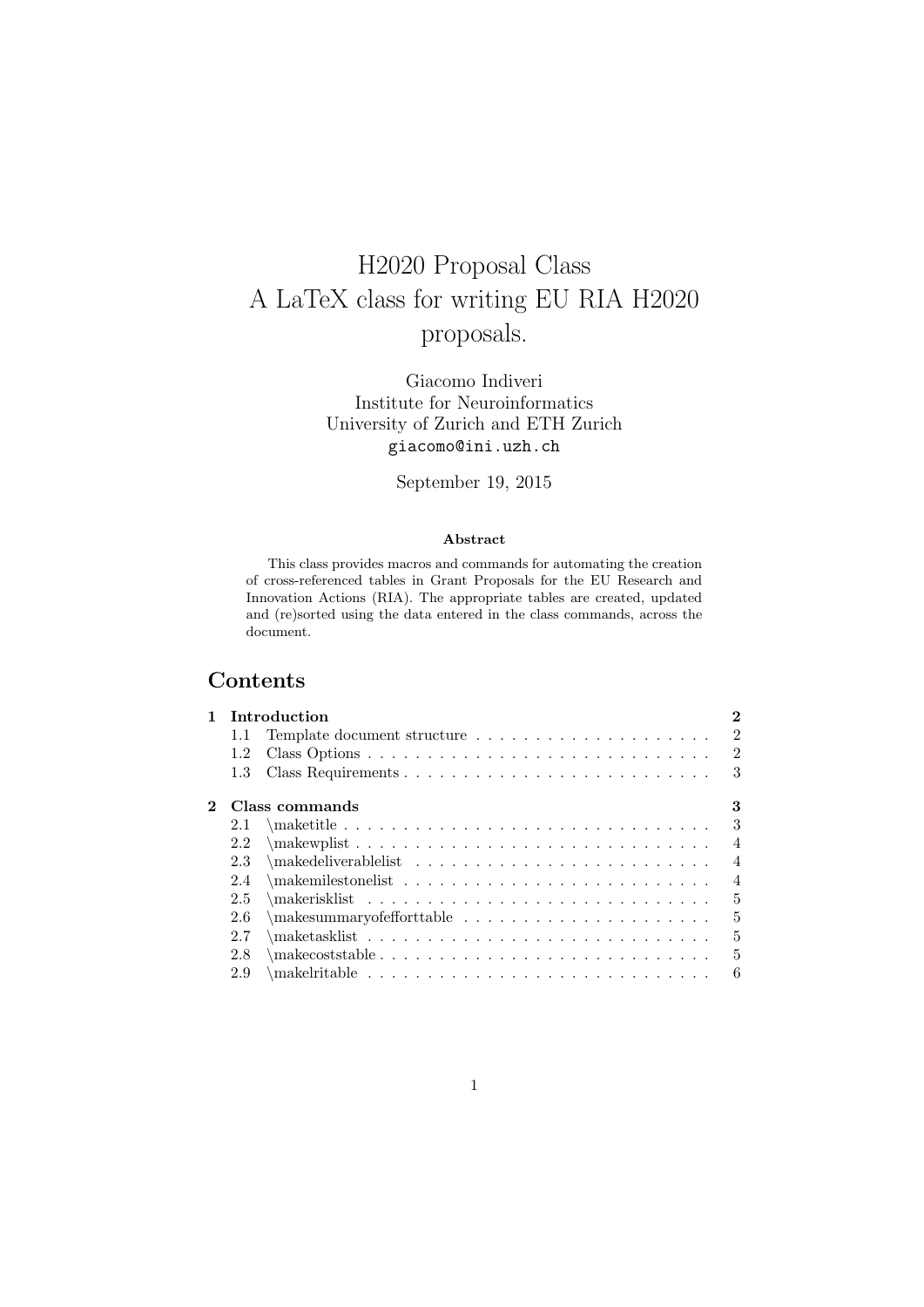# H2020 Proposal Class
# A LaTeX class for writing EU RIA H2020 proposals.

Giacomo Indiveri
Institute for Neuroinformatics
University of Zurich and ETH Zurich
giacomo@ini.uzh.ch

September 19, 2015

**Abstract**

This class provides macros and commands for automating the creation of cross-referenced tables in Grant Proposals for the EU Research and Innovation Actions (RIA). The appropriate tables are created, updated and (re)sorted using the data entered in the class commands, across the document.

## Contents

- **1 Introduction** — 2
  - 1.1 Template document structure — 2
  - 1.2 Class Options — 2
  - 1.3 Class Requirements — 3
- **2 Class commands** — 3
  - 2.1 \maketitle — 3
  - 2.2 \makewplist — 4
  - 2.3 \makedeliverablelist — 4
  - 2.4 \makemilestonelist — 4
  - 2.5 \makerisklist — 5
  - 2.6 \makesummaryofefforttable — 5
  - 2.7 \maketasklist — 5
  - 2.8 \makecoststable — 5
  - 2.9 \makelritable — 6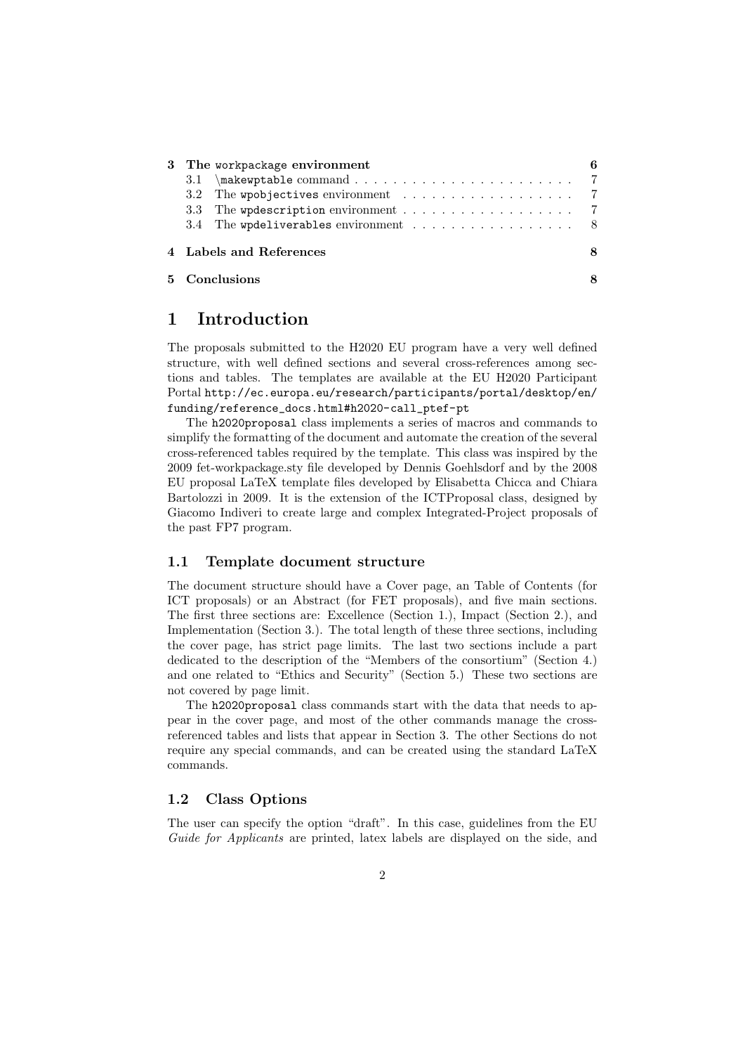| | | |
|---|---|---|
| **3** | **The `workpackage` environment** | **6** |
| 3.1 | \makewptable command | 7 |
| 3.2 | The `wpobjectives` environment | 7 |
| 3.3 | The `wpdescription` environment | 7 |
| 3.4 | The `wpdeliverables` environment | 8 |
| **4** | **Labels and References** | **8** |
| **5** | **Conclusions** | **8** |

# 1 Introduction

The proposals submitted to the H2020 EU program have a very well defined structure, with well defined sections and several cross-references among sections and tables. The templates are available at the EU H2020 Participant Portal `http://ec.europa.eu/research/participants/portal/desktop/en/funding/reference_docs.html#h2020-call_ptef-pt`

The `h2020proposal` class implements a series of macros and commands to simplify the formatting of the document and automate the creation of the several cross-referenced tables required by the template. This class was inspired by the 2009 fet-workpackage.sty file developed by Dennis Goehlsdorf and by the 2008 EU proposal LaTeX template files developed by Elisabetta Chicca and Chiara Bartolozzi in 2009. It is the extension of the ICTProposal class, designed by Giacomo Indiveri to create large and complex Integrated-Project proposals of the past FP7 program.

## 1.1 Template document structure

The document structure should have a Cover page, an Table of Contents (for ICT proposals) or an Abstract (for FET proposals), and five main sections. The first three sections are: Excellence (Section 1.), Impact (Section 2.), and Implementation (Section 3.). The total length of these three sections, including the cover page, has strict page limits. The last two sections include a part dedicated to the description of the "Members of the consortium" (Section 4.) and one related to "Ethics and Security" (Section 5.) These two sections are not covered by page limit.

The `h2020proposal` class commands start with the data that needs to appear in the cover page, and most of the other commands manage the cross-referenced tables and lists that appear in Section 3. The other Sections do not require any special commands, and can be created using the standard LaTeX commands.

## 1.2 Class Options

The user can specify the option "draft". In this case, guidelines from the EU *Guide for Applicants* are printed, latex labels are displayed on the side, and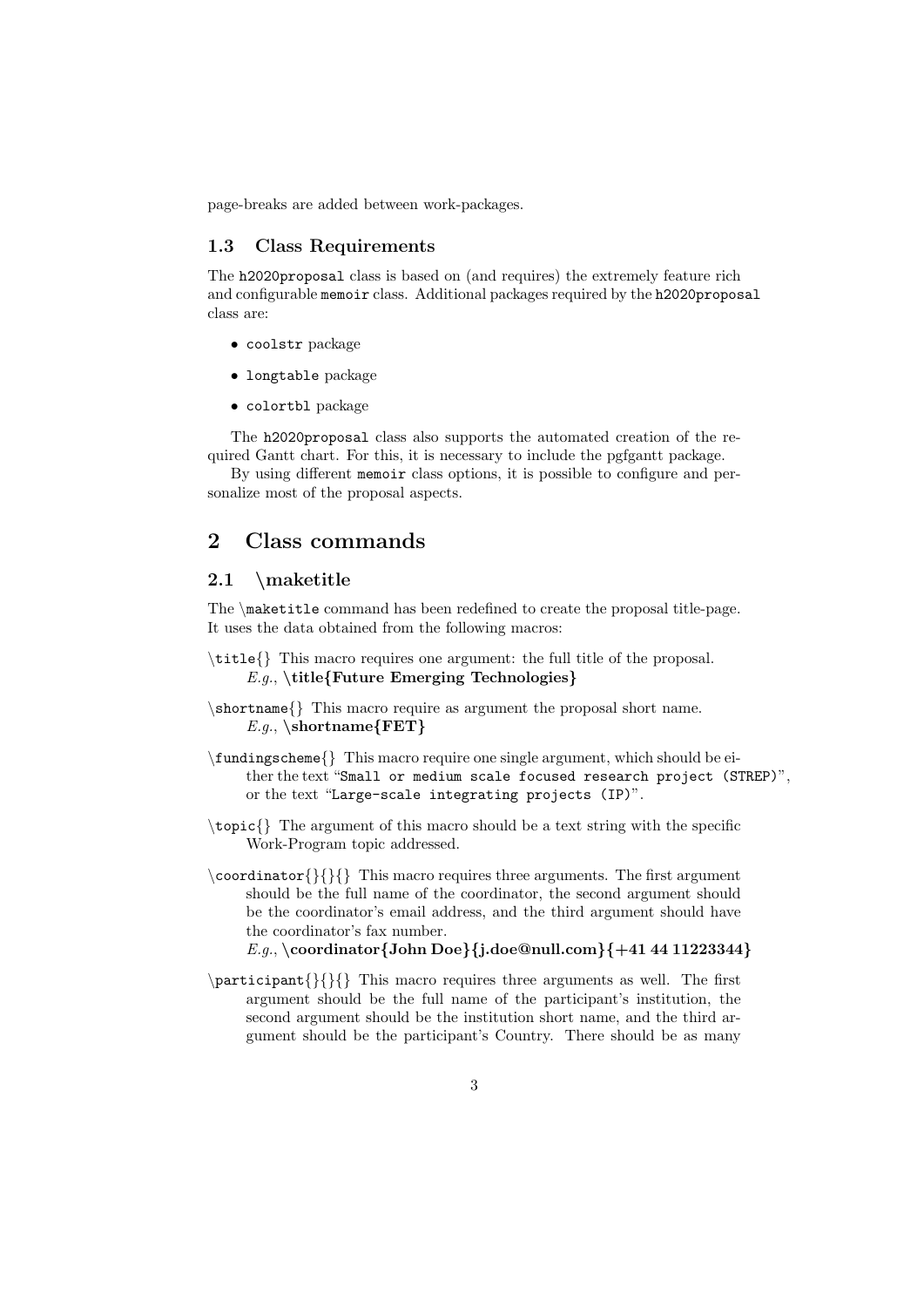page-breaks are added between work-packages.

### 1.3 Class Requirements

The `h2020proposal` class is based on (and requires) the extremely feature rich and configurable `memoir` class. Additional packages required by the `h2020proposal` class are:

- `coolstr` package
- `longtable` package
- `colortbl` package

The `h2020proposal` class also supports the automated creation of the required Gantt chart. For this, it is necessary to include the pgfgantt package.

By using different `memoir` class options, it is possible to configure and personalize most of the proposal aspects.

## 2 Class commands

### 2.1 \maketitle

The `\maketitle` command has been redefined to create the proposal title-page. It uses the data obtained from the following macros:

`\title{}` This macro requires one argument: the full title of the proposal.
*E.g.*, **\title{Future Emerging Technologies}**

`\shortname{}` This macro require as argument the proposal short name.
*E.g.*, **\shortname{FET}**

`\fundingscheme{}` This macro require one single argument, which should be either the text "`Small or medium scale focused research project (STREP)`", or the text "`Large-scale integrating projects (IP)`".

`\topic{}` The argument of this macro should be a text string with the specific Work-Program topic addressed.

`\coordinator{}{}{}` This macro requires three arguments. The first argument should be the full name of the coordinator, the second argument should be the coordinator's email address, and the third argument should have the coordinator's fax number.
*E.g.*, **\coordinator{John Doe}{j.doe@null.com}{+41 44 11223344}**

`\participant{}{}{}` This macro requires three arguments as well. The first argument should be the full name of the participant's institution, the second argument should be the institution short name, and the third argument should be the participant's Country. There should be as many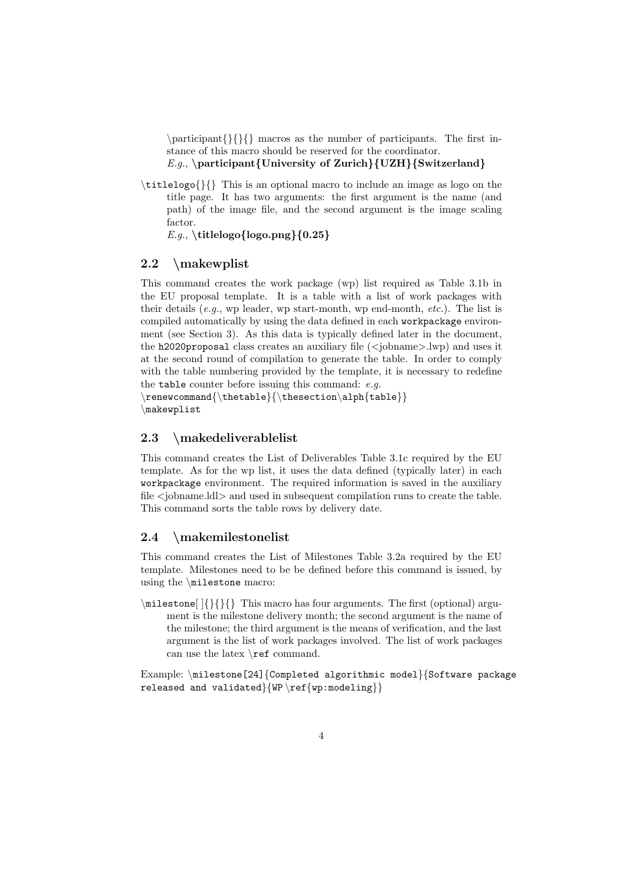\participant{}{}{} macros as the number of participants. The first instance of this macro should be reserved for the coordinator.
*E.g.*, **\participant{University of Zurich}{UZH}{Switzerland}**

`\titlelogo{}{}` This is an optional macro to include an image as logo on the title page. It has two arguments: the first argument is the name (and path) of the image file, and the second argument is the image scaling factor.
*E.g.*, **\titlelogo{logo.png}{0.25}**

## 2.2 \makewplist

This command creates the work package (wp) list required as Table 3.1b in the EU proposal template. It is a table with a list of work packages with their details (*e.g.*, wp leader, wp start-month, wp end-month, *etc.*). The list is compiled automatically by using the data defined in each `workpackage` environment (see Section 3). As this data is typically defined later in the document, the `h2020proposal` class creates an auxiliary file (<jobname>.lwp) and uses it at the second round of compilation to generate the table. In order to comply with the table numbering provided by the template, it is necessary to redefine the `table` counter before issuing this command: *e.g.*

```
\renewcommand{\thetable}{\thesection\alph{table}}
\makewplist
```

## 2.3 \makedeliverablelist

This command creates the List of Deliverables Table 3.1c required by the EU template. As for the wp list, it uses the data defined (typically later) in each `workpackage` environment. The required information is saved in the auxiliary file <jobname.ldl> and used in subsequent compilation runs to create the table. This command sorts the table rows by delivery date.

## 2.4 \makemilestonelist

This command creates the List of Milestones Table 3.2a required by the EU template. Milestones need to be be defined before this command is issued, by using the `\milestone` macro:

`\milestone[]{}{}{}` This macro has four arguments. The first (optional) argument is the milestone delivery month; the second argument is the name of the milestone; the third argument is the means of verification, and the last argument is the list of work packages involved. The list of work packages can use the latex `\ref` command.

Example: `\milestone[24]{Completed algorithmic model}{Software package released and validated}{WP \ref{wp:modeling}}`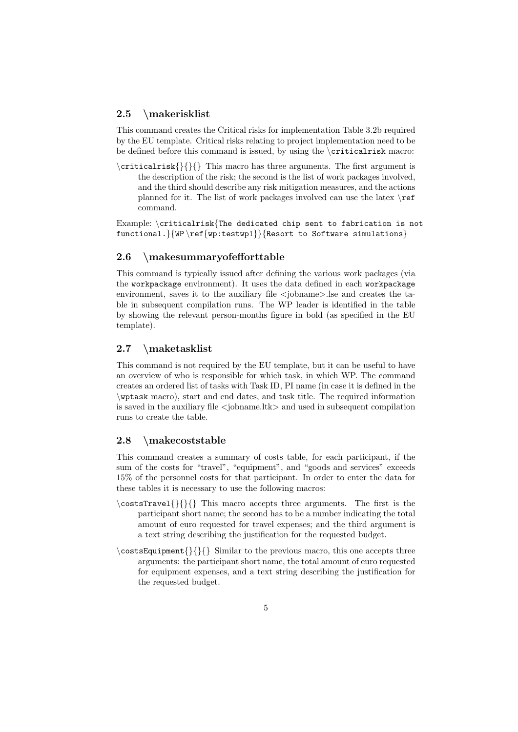## 2.5 \makerisklist

This command creates the Critical risks for implementation Table 3.2b required by the EU template. Critical risks relating to project implementation need to be be defined before this command is issued, by using the `\criticalrisk` macro:

`\criticalrisk{}{}{}` This macro has three arguments. The first argument is the description of the risk; the second is the list of work packages involved, and the third should describe any risk mitigation measures, and the actions planned for it. The list of work packages involved can use the latex `\ref` command.

Example: `\criticalrisk{The dedicated chip sent to fabrication is not functional.}{WP \ref{wp:testwp1}}{Resort to Software simulations}`

## 2.6 \makesummaryofefforttable

This command is typically issued after defining the various work packages (via the `workpackage` environment). It uses the data defined in each `workpackage` environment, saves it to the auxiliary file <jobname>.lse and creates the table in subsequent compilation runs. The WP leader is identified in the table by showing the relevant person-months figure in bold (as specified in the EU template).

## 2.7 \maketasklist

This command is not required by the EU template, but it can be useful to have an overview of who is responsible for which task, in which WP. The command creates an ordered list of tasks with Task ID, PI name (in case it is defined in the `\wptask` macro), start and end dates, and task title. The required information is saved in the auxiliary file <jobname.ltk> and used in subsequent compilation runs to create the table.

## 2.8 \makecoststable

This command creates a summary of costs table, for each participant, if the sum of the costs for "travel", "equipment", and "goods and services" exceeds 15% of the personnel costs for that participant. In order to enter the data for these tables it is necessary to use the following macros:

`\costsTravel{}{}{}` This macro accepts three arguments. The first is the participant short name; the second has to be a number indicating the total amount of euro requested for travel expenses; and the third argument is a text string describing the justification for the requested budget.

`\costsEquipment{}{}{}` Similar to the previous macro, this one accepts three arguments: the participant short name, the total amount of euro requested for equipment expenses, and a text string describing the justification for the requested budget.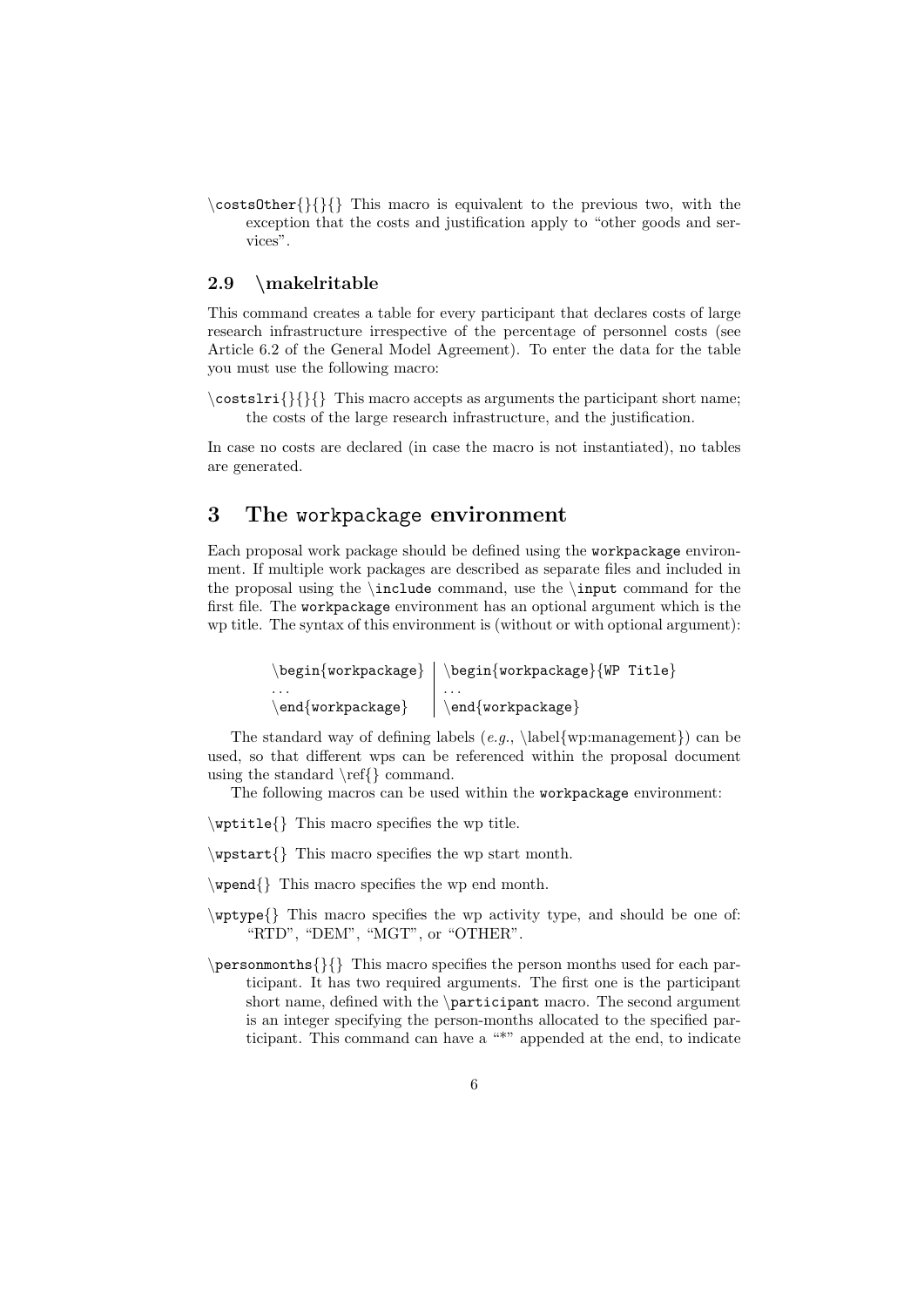\costsOther{}{}{} This macro is equivalent to the previous two, with the exception that the costs and justification apply to "other goods and services".

### 2.9 \makelritable

This command creates a table for every participant that declares costs of large research infrastructure irrespective of the percentage of personnel costs (see Article 6.2 of the General Model Agreement). To enter the data for the table you must use the following macro:

\costslri{}{}{} This macro accepts as arguments the participant short name; the costs of the large research infrastructure, and the justification.

In case no costs are declared (in case the macro is not instantiated), no tables are generated.

## 3 The `workpackage` environment

Each proposal work package should be defined using the `workpackage` environment. If multiple work packages are described as separate files and included in the proposal using the `\include` command, use the `\input` command for the first file. The `workpackage` environment has an optional argument which is the wp title. The syntax of this environment is (without or with optional argument):

| | |
|---|---|
| \begin{workpackage} | \begin{workpackage}{WP Title} |
| ... | ... |
| \end{workpackage} | \end{workpackage} |

The standard way of defining labels (*e.g.*, \label{wp:management}) can be used, so that different wps can be referenced within the proposal document using the standard \ref{} command.

The following macros can be used within the `workpackage` environment:

\wptitle{} This macro specifies the wp title.

\wpstart{} This macro specifies the wp start month.

\wpend{} This macro specifies the wp end month.

\wptype{} This macro specifies the wp activity type, and should be one of: "RTD", "DEM", "MGT", or "OTHER".

\personmonths{}{} This macro specifies the person months used for each participant. It has two required arguments. The first one is the participant short name, defined with the `\participant` macro. The second argument is an integer specifying the person-months allocated to the specified participant. This command can have a "*" appended at the end, to indicate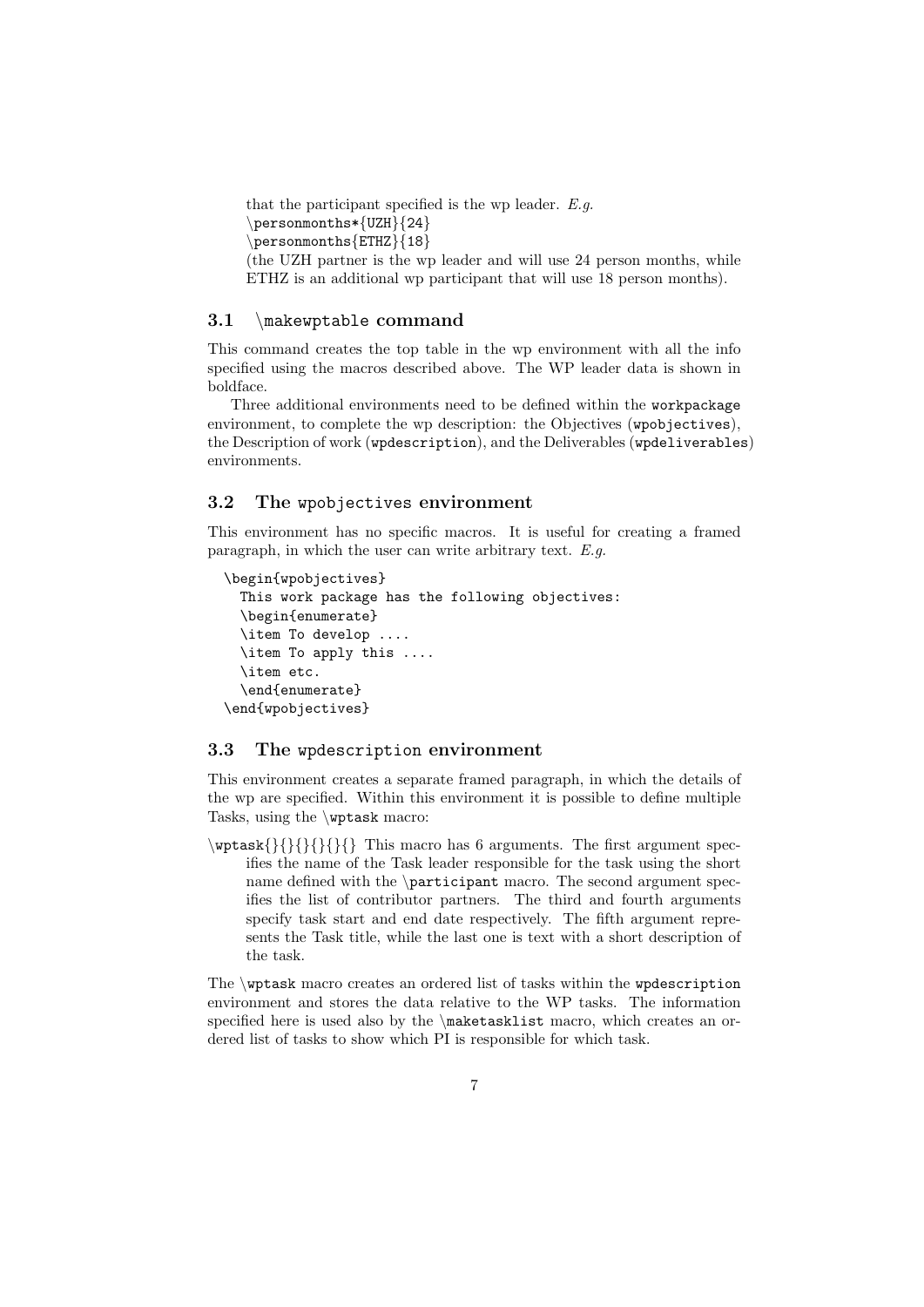that the participant specified is the wp leader. *E.g.*
`\personmonths*{UZH}{24}`
`\personmonths{ETHZ}{18}`
(the UZH partner is the wp leader and will use 24 person months, while ETHZ is an additional wp participant that will use 18 person months).

### 3.1 `\makewptable` command

This command creates the top table in the wp environment with all the info specified using the macros described above. The WP leader data is shown in boldface.

Three additional environments need to be defined within the `workpackage` environment, to complete the wp description: the Objectives (`wpobjectives`), the Description of work (`wpdescription`), and the Deliverables (`wpdeliverables`) environments.

### 3.2 The `wpobjectives` environment

This environment has no specific macros. It is useful for creating a framed paragraph, in which the user can write arbitrary text. *E.g.*

```
\begin{wpobjectives}
  This work package has the following objectives:
  \begin{enumerate}
  \item To develop ....
  \item To apply this ....
  \item etc.
  \end{enumerate}
\end{wpobjectives}
```

### 3.3 The `wpdescription` environment

This environment creates a separate framed paragraph, in which the details of the wp are specified. Within this environment it is possible to define multiple Tasks, using the `\wptask` macro:

`\wptask{}{}{}{}{}{}` This macro has 6 arguments. The first argument specifies the name of the Task leader responsible for the task using the short name defined with the `\participant` macro. The second argument specifies the list of contributor partners. The third and fourth arguments specify task start and end date respectively. The fifth argument represents the Task title, while the last one is text with a short description of the task.

The `\wptask` macro creates an ordered list of tasks within the `wpdescription` environment and stores the data relative to the WP tasks. The information specified here is used also by the `\maketasklist` macro, which creates an ordered list of tasks to show which PI is responsible for which task.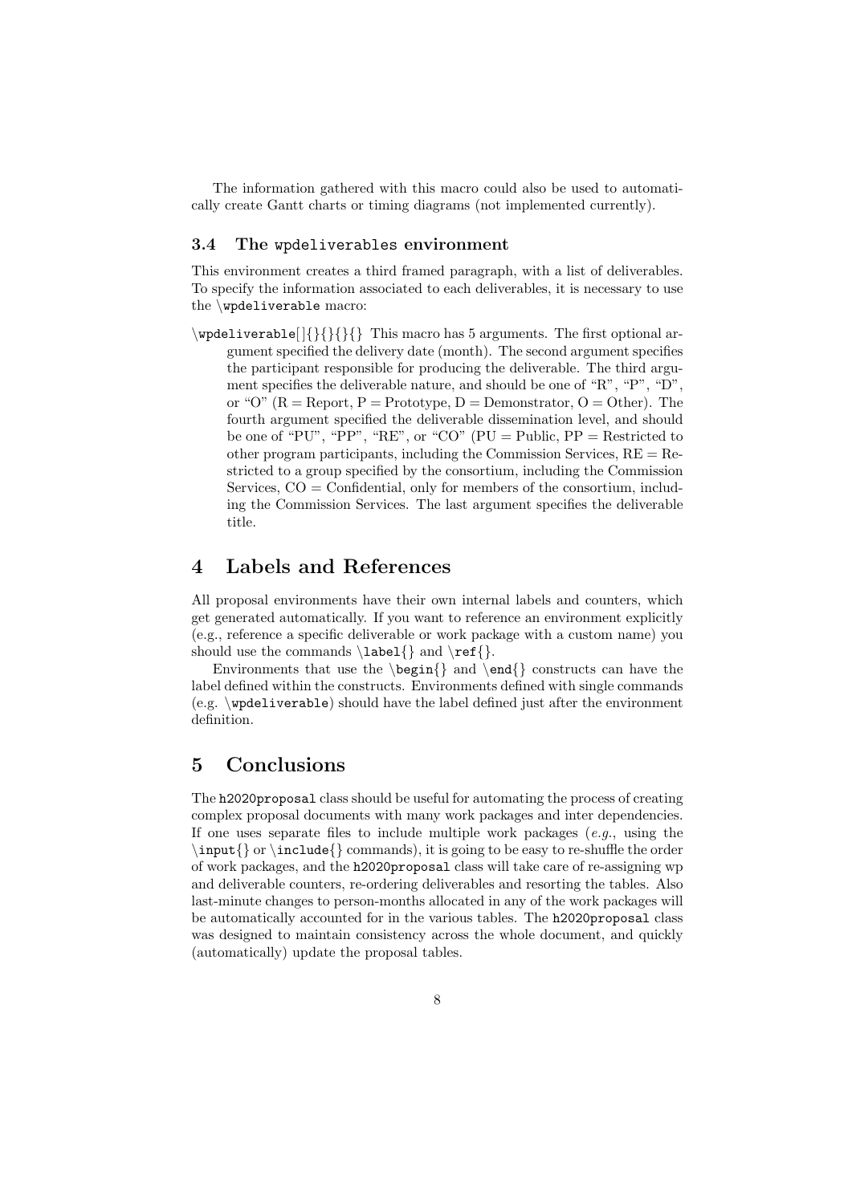The information gathered with this macro could also be used to automatically create Gantt charts or timing diagrams (not implemented currently).

### 3.4 The `wpdeliverables` environment

This environment creates a third framed paragraph, with a list of deliverables. To specify the information associated to each deliverables, it is necessary to use the `\wpdeliverable` macro:

`\wpdeliverable[]{}{}{}{}` This macro has 5 arguments. The first optional argument specified the delivery date (month). The second argument specifies the participant responsible for producing the deliverable. The third argument specifies the deliverable nature, and should be one of "R", "P", "D", or "O" (R = Report, P = Prototype, D = Demonstrator, O = Other). The fourth argument specified the deliverable dissemination level, and should be one of "PU", "PP", "RE", or "CO" (PU = Public, PP = Restricted to other program participants, including the Commission Services, RE = Restricted to a group specified by the consortium, including the Commission Services, CO = Confidential, only for members of the consortium, including the Commission Services. The last argument specifies the deliverable title.

## 4 Labels and References

All proposal environments have their own internal labels and counters, which get generated automatically. If you want to reference an environment explicitly (e.g., reference a specific deliverable or work package with a custom name) you should use the commands `\label{}` and `\ref{}`.

Environments that use the `\begin{}` and `\end{}` constructs can have the label defined within the constructs. Environments defined with single commands (e.g. `\wpdeliverable`) should have the label defined just after the environment definition.

## 5 Conclusions

The `h2020proposal` class should be useful for automating the process of creating complex proposal documents with many work packages and inter dependencies. If one uses separate files to include multiple work packages (*e.g.*, using the `\input{}` or `\include{}` commands), it is going to be easy to re-shuffle the order of work packages, and the `h2020proposal` class will take care of re-assigning wp and deliverable counters, re-ordering deliverables and resorting the tables. Also last-minute changes to person-months allocated in any of the work packages will be automatically accounted for in the various tables. The `h2020proposal` class was designed to maintain consistency across the whole document, and quickly (automatically) update the proposal tables.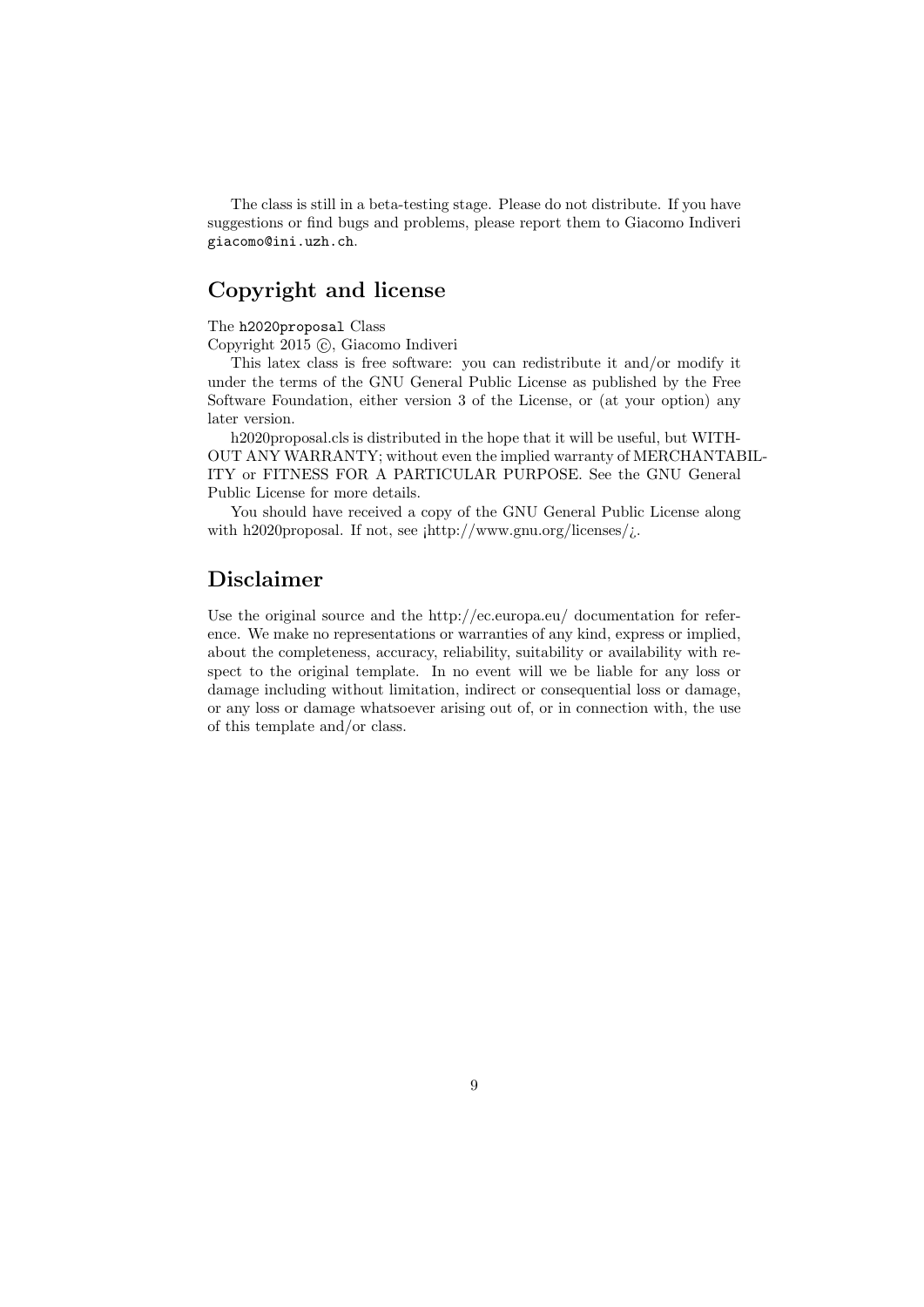The class is still in a beta-testing stage. Please do not distribute. If you have suggestions or find bugs and problems, please report them to Giacomo Indiveri `giacomo@ini.uzh.ch`.

## Copyright and license

The `h2020proposal` Class
Copyright 2015 ©, Giacomo Indiveri

This latex class is free software: you can redistribute it and/or modify it under the terms of the GNU General Public License as published by the Free Software Foundation, either version 3 of the License, or (at your option) any later version.

h2020proposal.cls is distributed in the hope that it will be useful, but WITHOUT ANY WARRANTY; without even the implied warranty of MERCHANTABILITY or FITNESS FOR A PARTICULAR PURPOSE. See the GNU General Public License for more details.

You should have received a copy of the GNU General Public License along with h2020proposal. If not, see ¡http://www.gnu.org/licenses/¿.

## Disclaimer

Use the original source and the http://ec.europa.eu/ documentation for reference. We make no representations or warranties of any kind, express or implied, about the completeness, accuracy, reliability, suitability or availability with respect to the original template. In no event will we be liable for any loss or damage including without limitation, indirect or consequential loss or damage, or any loss or damage whatsoever arising out of, or in connection with, the use of this template and/or class.